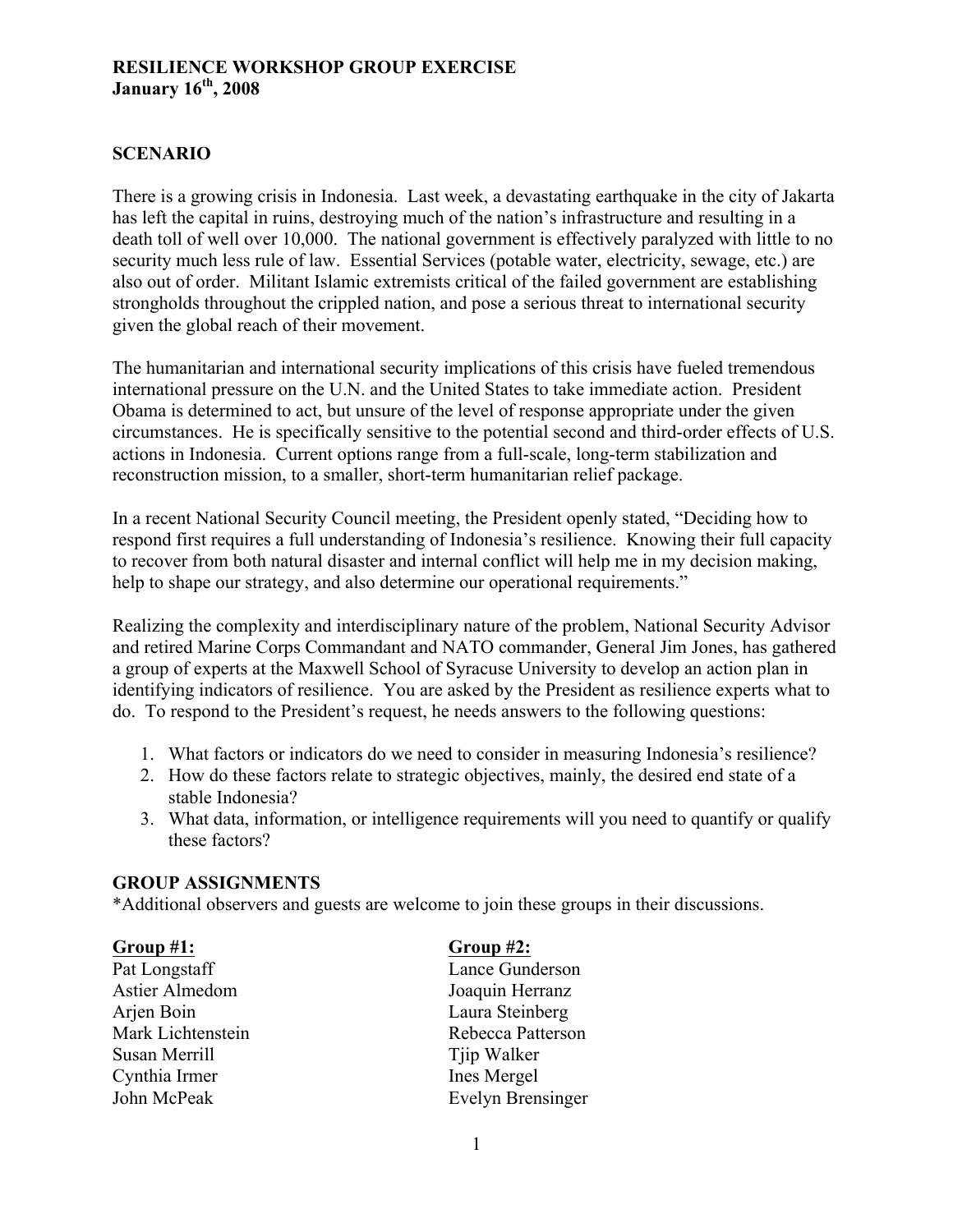**RESILIENCE WORKSHOP GROUP EXERCISE**
**January 16th, 2008**

## SCENARIO

There is a growing crisis in Indonesia. Last week, a devastating earthquake in the city of Jakarta has left the capital in ruins, destroying much of the nation's infrastructure and resulting in a death toll of well over 10,000. The national government is effectively paralyzed with little to no security much less rule of law. Essential Services (potable water, electricity, sewage, etc.) are also out of order. Militant Islamic extremists critical of the failed government are establishing strongholds throughout the crippled nation, and pose a serious threat to international security given the global reach of their movement.

The humanitarian and international security implications of this crisis have fueled tremendous international pressure on the U.N. and the United States to take immediate action. President Obama is determined to act, but unsure of the level of response appropriate under the given circumstances. He is specifically sensitive to the potential second and third-order effects of U.S. actions in Indonesia. Current options range from a full-scale, long-term stabilization and reconstruction mission, to a smaller, short-term humanitarian relief package.

In a recent National Security Council meeting, the President openly stated, "Deciding how to respond first requires a full understanding of Indonesia's resilience. Knowing their full capacity to recover from both natural disaster and internal conflict will help me in my decision making, help to shape our strategy, and also determine our operational requirements."

Realizing the complexity and interdisciplinary nature of the problem, National Security Advisor and retired Marine Corps Commandant and NATO commander, General Jim Jones, has gathered a group of experts at the Maxwell School of Syracuse University to develop an action plan in identifying indicators of resilience. You are asked by the President as resilience experts what to do. To respond to the President's request, he needs answers to the following questions:

1. What factors or indicators do we need to consider in measuring Indonesia's resilience?
2. How do these factors relate to strategic objectives, mainly, the desired end state of a stable Indonesia?
3. What data, information, or intelligence requirements will you need to quantify or qualify these factors?

## GROUP ASSIGNMENTS

*Additional observers and guests are welcome to join these groups in their discussions.

**Group #1:**

Pat Longstaff
Astier Almedom
Arjen Boin
Mark Lichtenstein
Susan Merrill
Cynthia Irmer
John McPeak

**Group #2:**

Lance Gunderson
Joaquin Herranz
Laura Steinberg
Rebecca Patterson
Tjip Walker
Ines Mergel
Evelyn Brensinger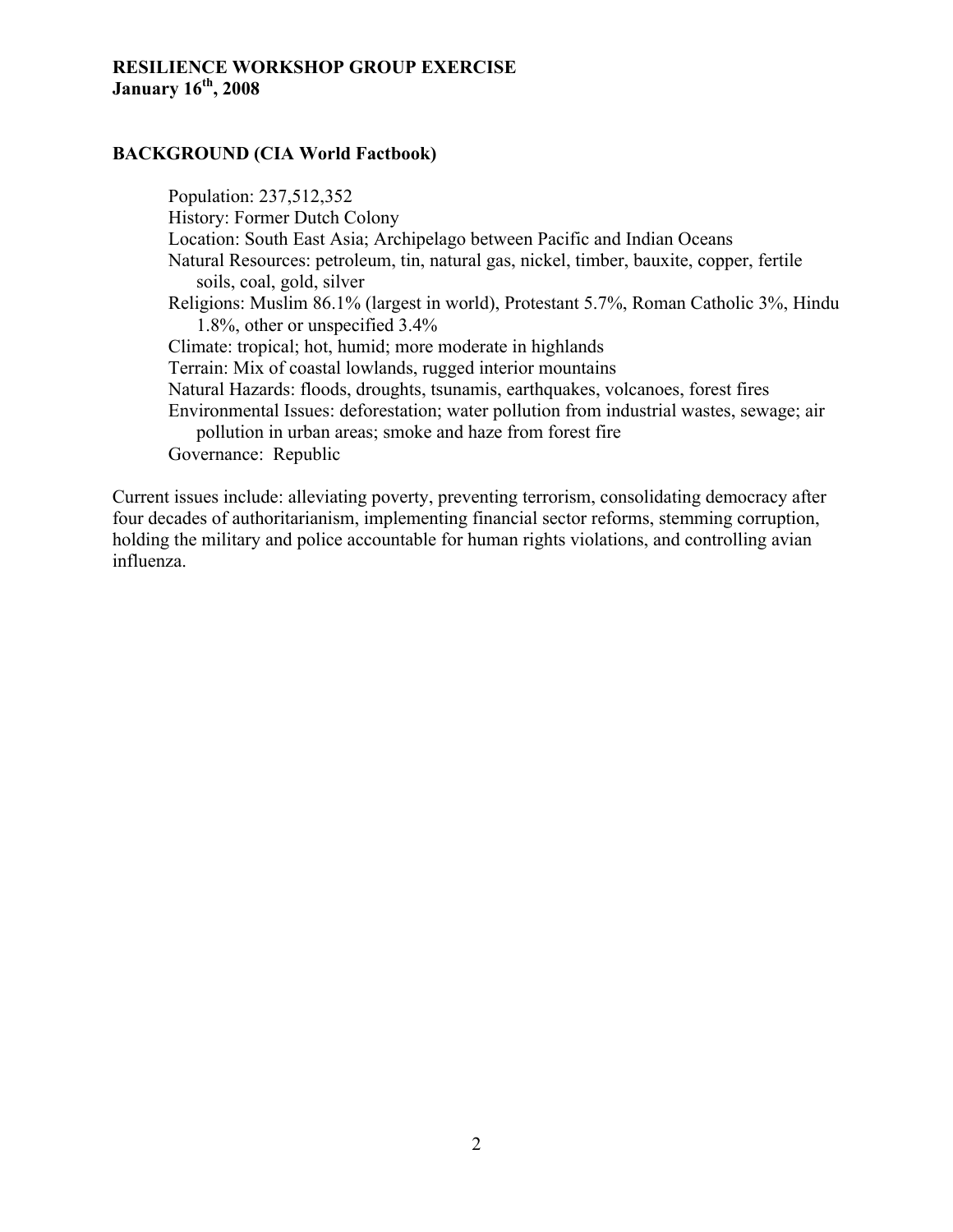**RESILIENCE WORKSHOP GROUP EXERCISE**
**January 16th, 2008**

**BACKGROUND (CIA World Factbook)**

Population: 237,512,352
History: Former Dutch Colony
Location: South East Asia; Archipelago between Pacific and Indian Oceans
Natural Resources: petroleum, tin, natural gas, nickel, timber, bauxite, copper, fertile soils, coal, gold, silver
Religions: Muslim 86.1% (largest in world), Protestant 5.7%, Roman Catholic 3%, Hindu 1.8%, other or unspecified 3.4%
Climate: tropical; hot, humid; more moderate in highlands
Terrain: Mix of coastal lowlands, rugged interior mountains
Natural Hazards: floods, droughts, tsunamis, earthquakes, volcanoes, forest fires
Environmental Issues: deforestation; water pollution from industrial wastes, sewage; air pollution in urban areas; smoke and haze from forest fire
Governance: Republic

Current issues include: alleviating poverty, preventing terrorism, consolidating democracy after four decades of authoritarianism, implementing financial sector reforms, stemming corruption, holding the military and police accountable for human rights violations, and controlling avian influenza.